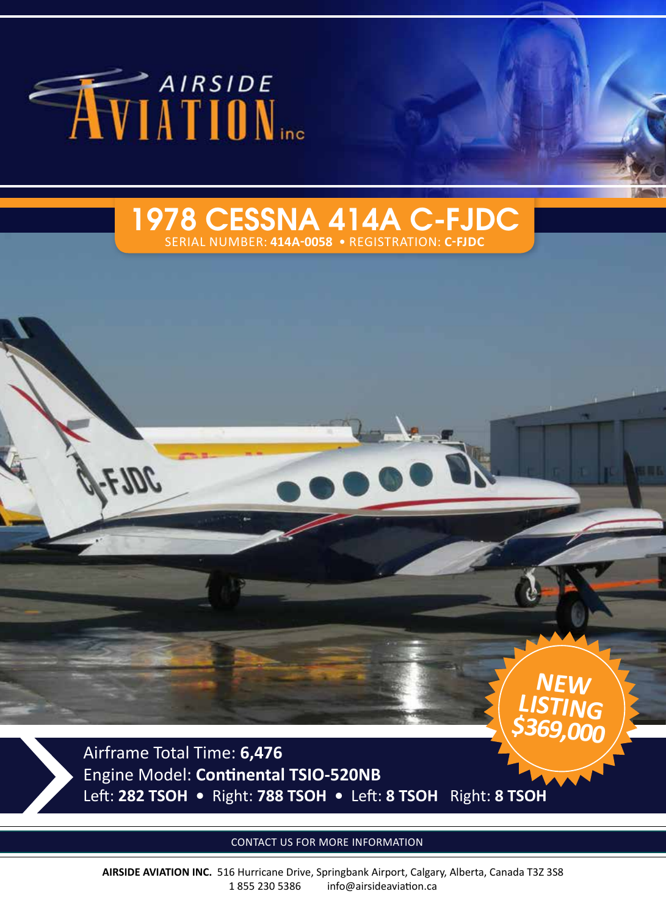AIRSIDE AVIATION inc

# 1978 CESSNA 414A C-FJDC

SERIAL NUMBER: **414A-0058** • REGISTRATION: **C-FJDC**

**NEW LISTING $369,000**

Airframe Total Time: **6,476**
Engine Model: **Continental TSIO-520NB**
Left: **282 TSOH** • Right: **788 TSOH** • Left: **8 TSOH** Right: **8 TSOH**

CONTACT US FOR MORE INFORMATION

**AIRSIDE AVIATION INC.** 516 Hurricane Drive, Springbank Airport, Calgary, Alberta, Canada T3Z 3S8
1 855 230 5386 info@airsideaviation.ca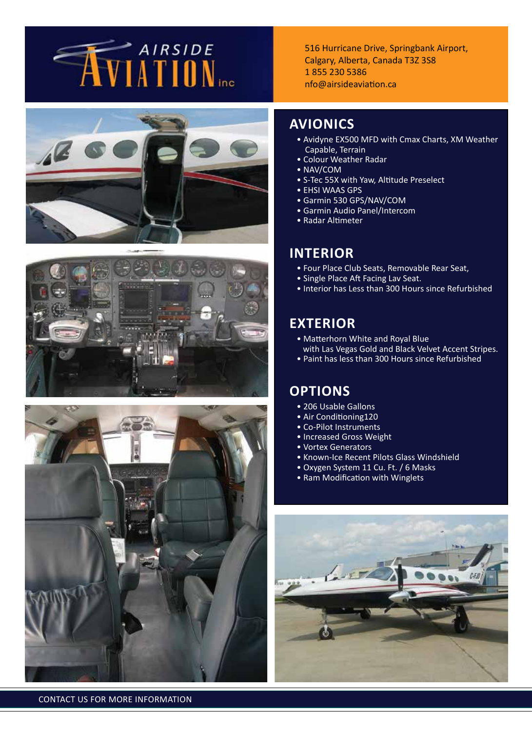AIRSIDE AVIATION inc

516 Hurricane Drive, Springbank Airport,
Calgary, Alberta, Canada T3Z 3S8
1 855 230 5386
nfo@airsideaviation.ca

## AVIONICS

- Avidyne EX500 MFD with Cmax Charts, XM Weather Capable, Terrain
- Colour Weather Radar
- NAV/COM
- S-Tec 55X with Yaw, Altitude Preselect
- EHSI WAAS GPS
- Garmin 530 GPS/NAV/COM
- Garmin Audio Panel/Intercom
- Radar Altimeter

## INTERIOR

- Four Place Club Seats, Removable Rear Seat,
- Single Place Aft Facing Lav Seat.
- Interior has Less than 300 Hours since Refurbished

## EXTERIOR

- Matterhorn White and Royal Blue with Las Vegas Gold and Black Velvet Accent Stripes.
- Paint has less than 300 Hours since Refurbished

## OPTIONS

- 206 Usable Gallons
- Air Conditioning120
- Co-Pilot Instruments
- Increased Gross Weight
- Vortex Generators
- Known-Ice Recent Pilots Glass Windshield
- Oxygen System 11 Cu. Ft. / 6 Masks
- Ram Modification with Winglets

CONTACT US FOR MORE INFORMATION